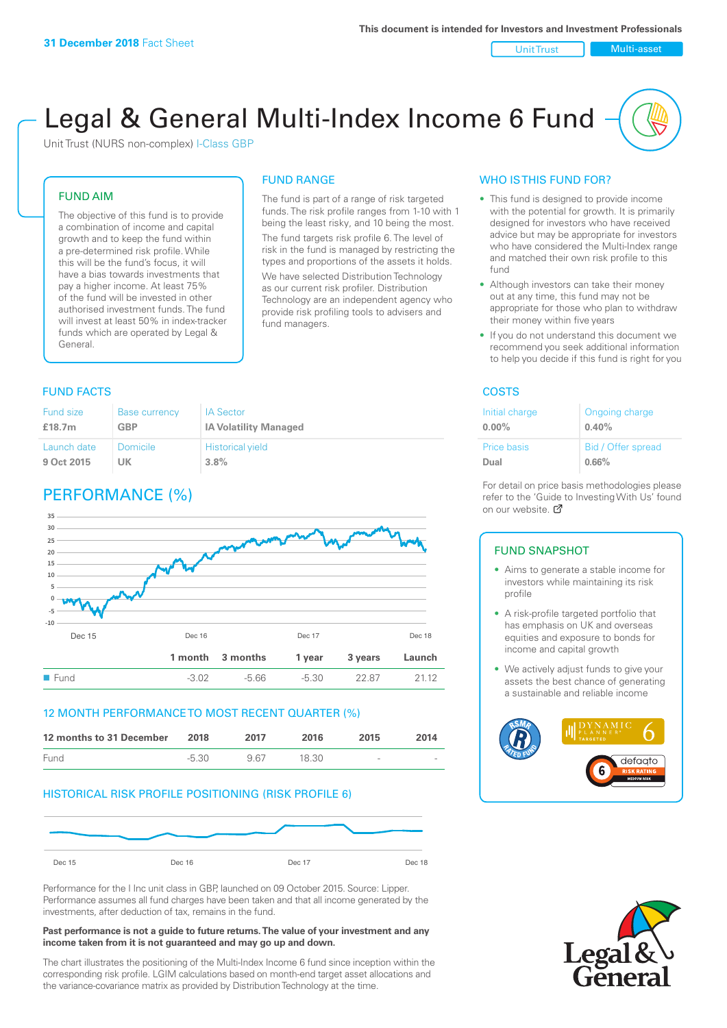31 December 2018 Fact Sheet

This document is intended for Investors and Investment Professionals

Unit Trust | Multi-asset

# Legal & General Multi-Index Income 6 Fund

Unit Trust (NURS non-complex) I-Class GBP

## FUND AIM

The objective of this fund is to provide a combination of income and capital growth and to keep the fund within a pre-determined risk profile. While this will be the fund's focus, it will have a bias towards investments that pay a higher income. At least 75% of the fund will be invested in other authorised investment funds. The fund will invest at least 50% in index-tracker funds which are operated by Legal & General.

## FUND RANGE

The fund is part of a range of risk targeted funds. The risk profile ranges from 1-10 with 1 being the least risky, and 10 being the most.

The fund targets risk profile 6. The level of risk in the fund is managed by restricting the types and proportions of the assets it holds.

We have selected Distribution Technology as our current risk profiler. Distribution Technology are an independent agency who provide risk profiling tools to advisers and fund managers.

## WHO IS THIS FUND FOR?

- This fund is designed to provide income with the potential for growth. It is primarily designed for investors who have received advice but may be appropriate for investors who have considered the Multi-Index range and matched their own risk profile to this fund
- Although investors can take their money out at any time, this fund may not be appropriate for those who plan to withdraw their money within five years
- If you do not understand this document we recommend you seek additional information to help you decide if this fund is right for you

## FUND FACTS

| Fund size | Base currency | IA Sector |
|---|---|---|
| **£18.7m** | **GBP** | **IA Volatility Managed** |
| **Launch date** | **Domicile** | **Historical yield** |
| **9 Oct 2015** | **UK** | **3.8%** |

## COSTS

| Initial charge | Ongoing charge |
|---|---|
| **0.00%** | **0.40%** |
| **Price basis** | **Bid / Offer spread** |
| **Dual** | **0.66%** |

For detail on price basis methodologies please refer to the 'Guide to Investing With Us' found on our website.

## PERFORMANCE (%)

| | 1 month | 3 months | 1 year | 3 years | Launch |
|---|---|---|---|---|---|
| Fund | -3.02 | -5.66 | -5.30 | 22.87 | 21.12 |

## 12 MONTH PERFORMANCE TO MOST RECENT QUARTER (%)

| 12 months to 31 December | 2018 | 2017 | 2016 | 2015 | 2014 |
|---|---|---|---|---|---|
| Fund | -5.30 | 9.67 | 18.30 | - | - |

## HISTORICAL RISK PROFILE POSITIONING (RISK PROFILE 6)

Performance for the I Inc unit class in GBP, launched on 09 October 2015. Source: Lipper. Performance assumes all fund charges have been taken and that all income generated by the investments, after deduction of tax, remains in the fund.

**Past performance is not a guide to future returns. The value of your investment and any income taken from it is not guaranteed and may go up and down.**

The chart illustrates the positioning of the Multi-Index Income 6 fund since inception within the corresponding risk profile. LGIM calculations based on month-end target asset allocations and the variance-covariance matrix as provided by Distribution Technology at the time.

## FUND SNAPSHOT

- Aims to generate a stable income for investors while maintaining its risk profile
- A risk-profile targeted portfolio that has emphasis on UK and overseas equities and exposure to bonds for income and capital growth
- We actively adjust funds to give your assets the best chance of generating a sustainable and reliable income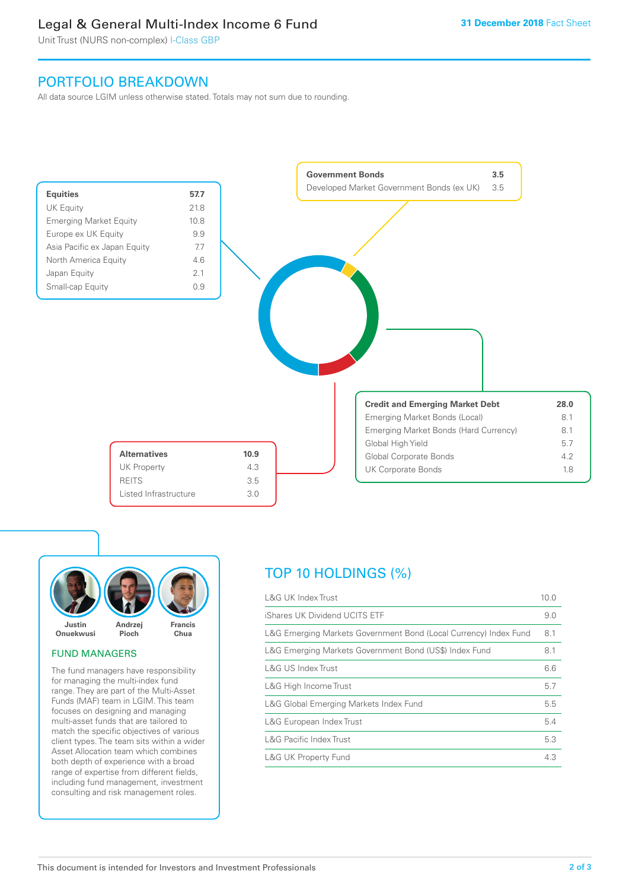# Legal & General Multi-Index Income 6 Fund

Unit Trust (NURS non-complex) I-Class GBP

31 December 2018 Fact Sheet

## PORTFOLIO BREAKDOWN

All data source LGIM unless otherwise stated. Totals may not sum due to rounding.

| **Equities** | **57.7** |
|---|---|
| UK Equity | 21.8 |
| Emerging Market Equity | 10.8 |
| Europe ex UK Equity | 9.9 |
| Asia Pacific ex Japan Equity | 7.7 |
| North America Equity | 4.6 |
| Japan Equity | 2.1 |
| Small-cap Equity | 0.9 |

| **Government Bonds** | **3.5** |
|---|---|
| Developed Market Government Bonds (ex UK) | 3.5 |

| **Credit and Emerging Market Debt** | **28.0** |
|---|---|
| Emerging Market Bonds (Local) | 8.1 |
| Emerging Market Bonds (Hard Currency) | 8.1 |
| Global High Yield | 5.7 |
| Global Corporate Bonds | 4.2 |
| UK Corporate Bonds | 1.8 |

| **Alternatives** | **10.9** |
|---|---|
| UK Property | 4.3 |
| REITS | 3.5 |
| Listed Infrastructure | 3.0 |

## FUND MANAGERS

Justin Onuekwusi, Andrzej Pioch, Francis Chua

The fund managers have responsibility for managing the multi-index fund range. They are part of the Multi-Asset Funds (MAF) team in LGIM. This team focuses on designing and managing multi-asset funds that are tailored to match the specific objectives of various client types. The team sits within a wider Asset Allocation team which combines both depth of experience with a broad range of expertise from different fields, including fund management, investment consulting and risk management roles.

## TOP 10 HOLDINGS (%)

| Holding | % |
|---|---|
| L&G UK Index Trust | 10.0 |
| iShares UK Dividend UCITS ETF | 9.0 |
| L&G Emerging Markets Government Bond (Local Currency) Index Fund | 8.1 |
| L&G Emerging Markets Government Bond (US$) Index Fund | 8.1 |
| L&G US Index Trust | 6.6 |
| L&G High Income Trust | 5.7 |
| L&G Global Emerging Markets Index Fund | 5.5 |
| L&G European Index Trust | 5.4 |
| L&G Pacific Index Trust | 5.3 |
| L&G UK Property Fund | 4.3 |

This document is intended for Investors and Investment Professionals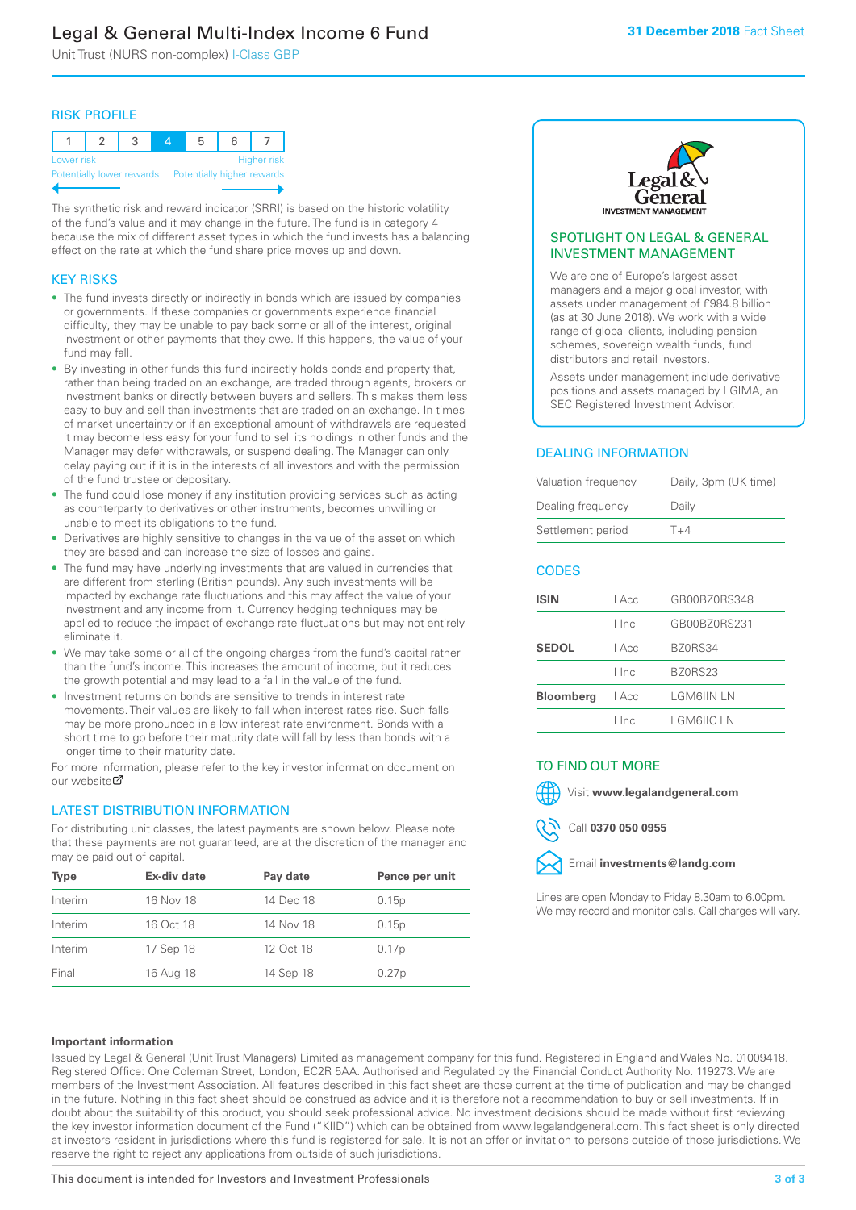# Legal & General Multi-Index Income 6 Fund

Unit Trust (NURS non-complex) I-Class GBP

31 December 2018 Fact Sheet

## RISK PROFILE

| 1 | 2 | 3 | 4 | 5 | 6 | 7 |
|---|---|---|---|---|---|---|

Lower risk — Higher risk

Potentially lower rewards — Potentially higher rewards

The synthetic risk and reward indicator (SRRI) is based on the historic volatility of the fund's value and it may change in the future. The fund is in category 4 because the mix of different asset types in which the fund invests has a balancing effect on the rate at which the fund share price moves up and down.

## KEY RISKS

- The fund invests directly or indirectly in bonds which are issued by companies or governments. If these companies or governments experience financial difficulty, they may be unable to pay back some or all of the interest, original investment or other payments that they owe. If this happens, the value of your fund may fall.
- By investing in other funds this fund indirectly holds bonds and property that, rather than being traded on an exchange, are traded through agents, brokers or investment banks or directly between buyers and sellers. This makes them less easy to buy and sell than investments that are traded on an exchange. In times of market uncertainty or if an exceptional amount of withdrawals are requested it may become less easy for your fund to sell its holdings in other funds and the Manager may defer withdrawals, or suspend dealing. The Manager can only delay paying out if it is in the interests of all investors and with the permission of the fund trustee or depositary.
- The fund could lose money if any institution providing services such as acting as counterparty to derivatives or other instruments, becomes unwilling or unable to meet its obligations to the fund.
- Derivatives are highly sensitive to changes in the value of the asset on which they are based and can increase the size of losses and gains.
- The fund may have underlying investments that are valued in currencies that are different from sterling (British pounds). Any such investments will be impacted by exchange rate fluctuations and this may affect the value of your investment and any income from it. Currency hedging techniques may be applied to reduce the impact of exchange rate fluctuations but may not entirely eliminate it.
- We may take some or all of the ongoing charges from the fund's capital rather than the fund's income. This increases the amount of income, but it reduces the growth potential and may lead to a fall in the value of the fund.
- Investment returns on bonds are sensitive to trends in interest rate movements. Their values are likely to fall when interest rates rise. Such falls may be more pronounced in a low interest rate environment. Bonds with a short time to go before their maturity date will fall by less than bonds with a longer time to their maturity date.

For more information, please refer to the key investor information document on our website

## LATEST DISTRIBUTION INFORMATION

For distributing unit classes, the latest payments are shown below. Please note that these payments are not guaranteed, are at the discretion of the manager and may be paid out of capital.

| Type | Ex-div date | Pay date | Pence per unit |
|---|---|---|---|
| Interim | 16 Nov 18 | 14 Dec 18 | 0.15p |
| Interim | 16 Oct 18 | 14 Nov 18 | 0.15p |
| Interim | 17 Sep 18 | 12 Oct 18 | 0.17p |
| Final | 16 Aug 18 | 14 Sep 18 | 0.27p |

## SPOTLIGHT ON LEGAL & GENERAL INVESTMENT MANAGEMENT

We are one of Europe's largest asset managers and a major global investor, with assets under management of £984.8 billion (as at 30 June 2018). We work with a wide range of global clients, including pension schemes, sovereign wealth funds, fund distributors and retail investors.

Assets under management include derivative positions and assets managed by LGIMA, an SEC Registered Investment Advisor.

## DEALING INFORMATION

| | |
|---|---|
| Valuation frequency | Daily, 3pm (UK time) |
| Dealing frequency | Daily |
| Settlement period | T+4 |

## CODES

| | | |
|---|---|---|
| **ISIN** | I Acc | GB00BZ0RS348 |
| | I Inc | GB00BZ0RS231 |
| **SEDOL** | I Acc | BZ0RS34 |
| | I Inc | BZ0RS23 |
| **Bloomberg** | I Acc | LGM6IIN LN |
| | I Inc | LGM6IIC LN |

## TO FIND OUT MORE

Visit **www.legalandgeneral.com**

Call **0370 050 0955**

Email **investments@landg.com**

Lines are open Monday to Friday 8.30am to 6.00pm. We may record and monitor calls. Call charges will vary.

**Important information**

Issued by Legal & General (Unit Trust Managers) Limited as management company for this fund. Registered in England and Wales No. 01009418. Registered Office: One Coleman Street, London, EC2R 5AA. Authorised and Regulated by the Financial Conduct Authority No. 119273. We are members of the Investment Association. All features described in this fact sheet are those current at the time of publication and may be changed in the future. Nothing in this fact sheet should be construed as advice and it is therefore not a recommendation to buy or sell investments. If in doubt about the suitability of this product, you should seek professional advice. No investment decisions should be made without first reviewing the key investor information document of the Fund ("KIID") which can be obtained from www.legalandgeneral.com. This fact sheet is only directed at investors resident in jurisdictions where this fund is registered for sale. It is not an offer or invitation to persons outside of those jurisdictions. We reserve the right to reject any applications from outside of such jurisdictions.

This document is intended for Investors and Investment Professionals